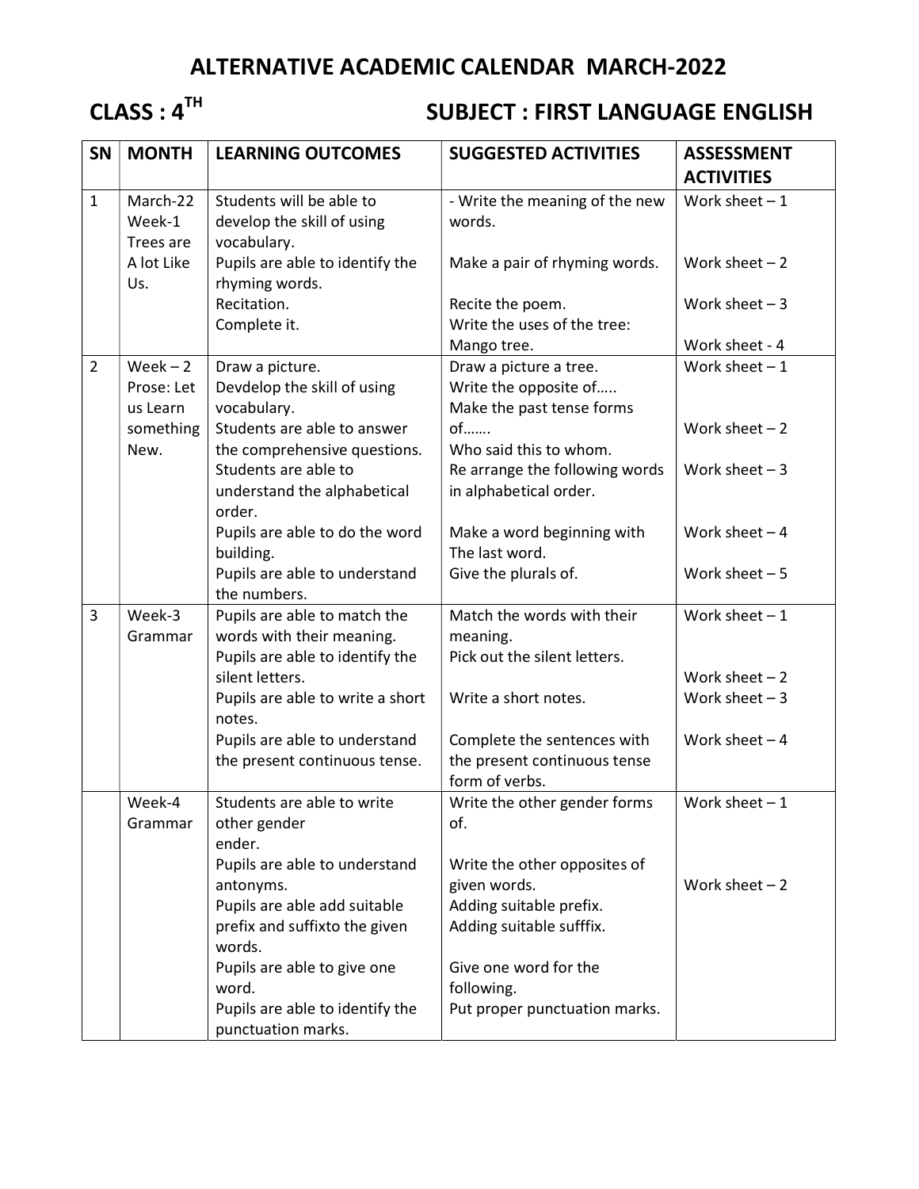# ALTERNATIVE ACADEMIC CALENDAR MARCH-2022

**CLASS : 4TH** **SUBJECT : FIRST LANGUAGE ENGLISH**

| SN | MONTH | LEARNING OUTCOMES | SUGGESTED ACTIVITIES | ASSESSMENT ACTIVITIES |
|---|---|---|---|---|
| 1 | March-22 Week-1 Trees are A lot Like Us. | Students will be able to develop the skill of using vocabulary.<br>Pupils are able to identify the rhyming words.<br>Recitation.<br>Complete it. | - Write the meaning of the new words.<br>Make a pair of rhyming words.<br>Recite the poem.<br>Write the uses of the tree: Mango tree. | Work sheet – 1<br>Work sheet – 2<br>Work sheet – 3<br>Work sheet - 4 |
| 2 | Week – 2 Prose: Let us Learn something New. | Draw a picture.<br>Devdelop the skill of using vocabulary.<br>Students are able to answer the comprehensive questions.<br>Students are able to understand the alphabetical order.<br>Pupils are able to do the word building.<br>Pupils are able to understand the numbers. | Draw a picture a tree.<br>Write the opposite of…..<br>Make the past tense forms of…….<br>Who said this to whom.<br>Re arrange the following words in alphabetical order.<br>Make a word beginning with The last word.<br>Give the plurals of. | Work sheet – 1<br>Work sheet – 2<br>Work sheet – 3<br>Work sheet – 4<br>Work sheet – 5 |
| 3 | Week-3 Grammar | Pupils are able to match the words with their meaning.<br>Pupils are able to identify the silent letters.<br>Pupils are able to write a short notes.<br>Pupils are able to understand the present continuous tense. | Match the words with their meaning.<br>Pick out the silent letters.<br>Write a short notes.<br>Complete the sentences with the present continuous tense form of verbs. | Work sheet – 1<br>Work sheet – 2<br>Work sheet – 3<br>Work sheet – 4 |
| | Week-4 Grammar | Students are able to write other gender ender.<br>Pupils are able to understand antonyms.<br>Pupils are able add suitable prefix and suffixto the given words.<br>Pupils are able to give one word.<br>Pupils are able to identify the punctuation marks. | Write the other gender forms of.<br>Write the other opposites of given words.<br>Adding suitable prefix.<br>Adding suitable sufffix.<br>Give one word for the following.<br>Put proper punctuation marks. | Work sheet – 1<br>Work sheet – 2 |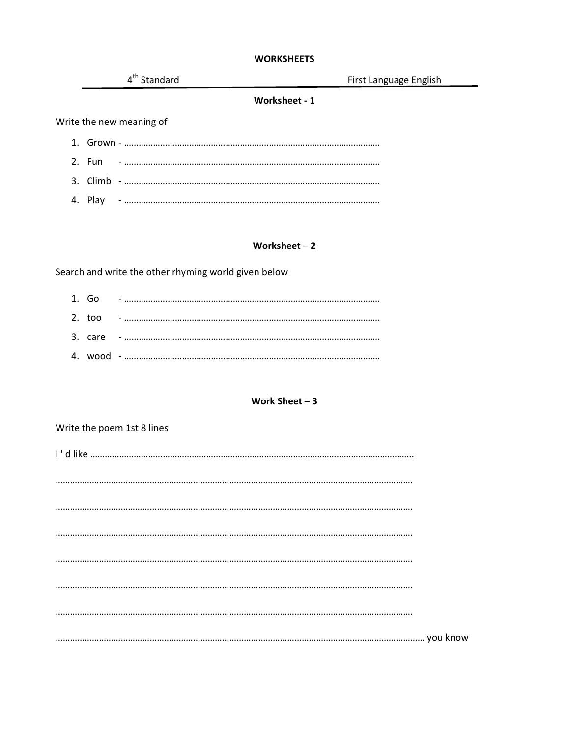# WORKSHEETS

4th Standard — First Language English

## Worksheet - 1

Write the new meaning of

1. Grown - ……………………………………………………………………………………………
2. Fun - ……………………………………………………………………………………………
3. Climb - ……………………………………………………………………………………………
4. Play - ……………………………………………………………………………………………

## Worksheet – 2

Search and write the other rhyming world given below

1. Go - ……………………………………………………………………………………………
2. too - ……………………………………………………………………………………………
3. care - ……………………………………………………………………………………………
4. wood - ……………………………………………………………………………………………

## Work Sheet – 3

Write the poem 1st 8 lines

I ' d like ……………………………………………………………………………………………………………

……………………………………………………………………………………………………………………

……………………………………………………………………………………………………………………

……………………………………………………………………………………………………………………

……………………………………………………………………………………………………………………

……………………………………………………………………………………………………………………

……………………………………………………………………………………………………………………

…………………………………………………………………………………………………………………… you know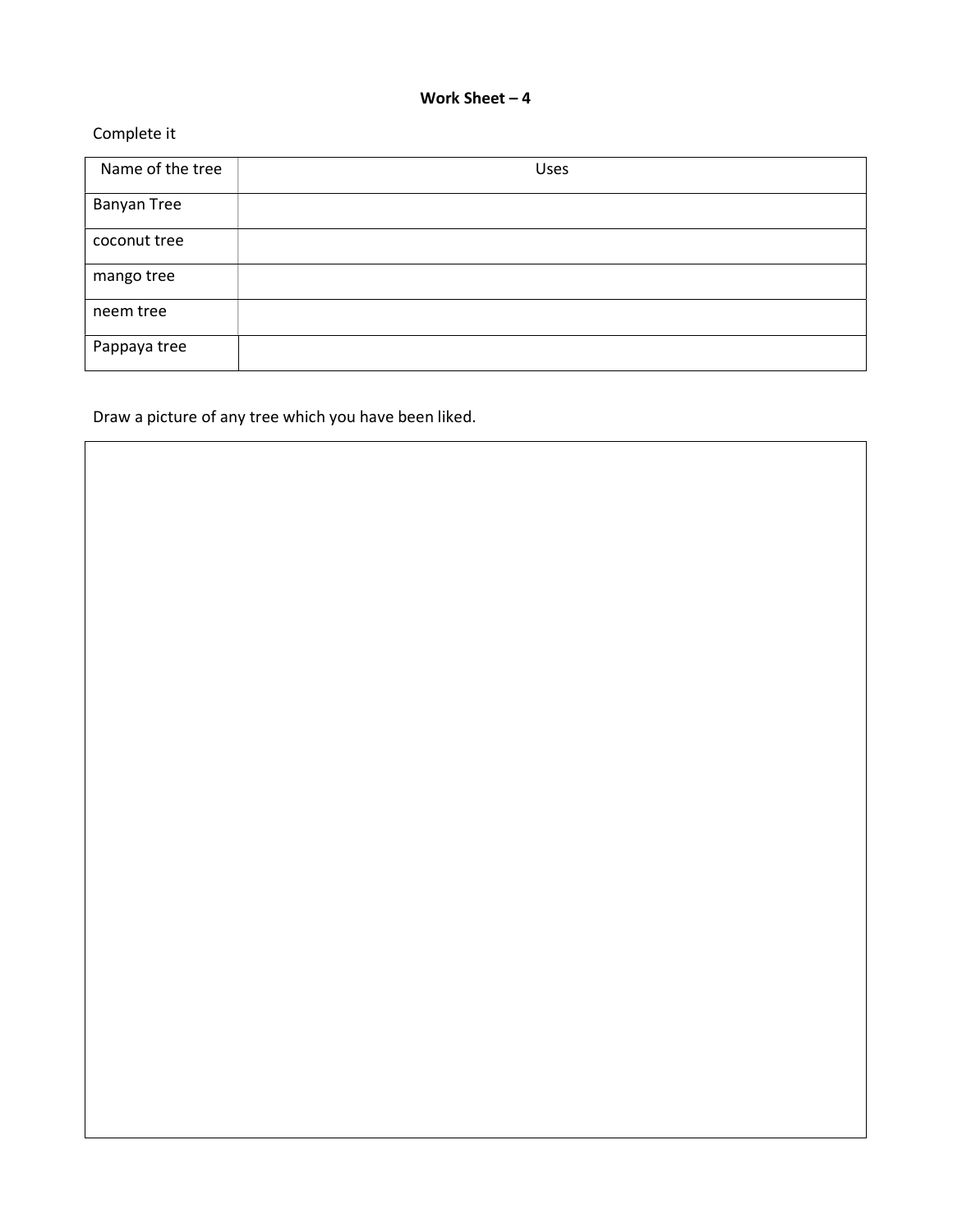**Work Sheet – 4**

Complete it

| Name of the tree | Uses |
|---|---|
| Banyan Tree | |
| coconut tree | |
| mango tree | |
| neem tree | |
| Pappaya tree | |

Draw a picture of any tree which you have been liked.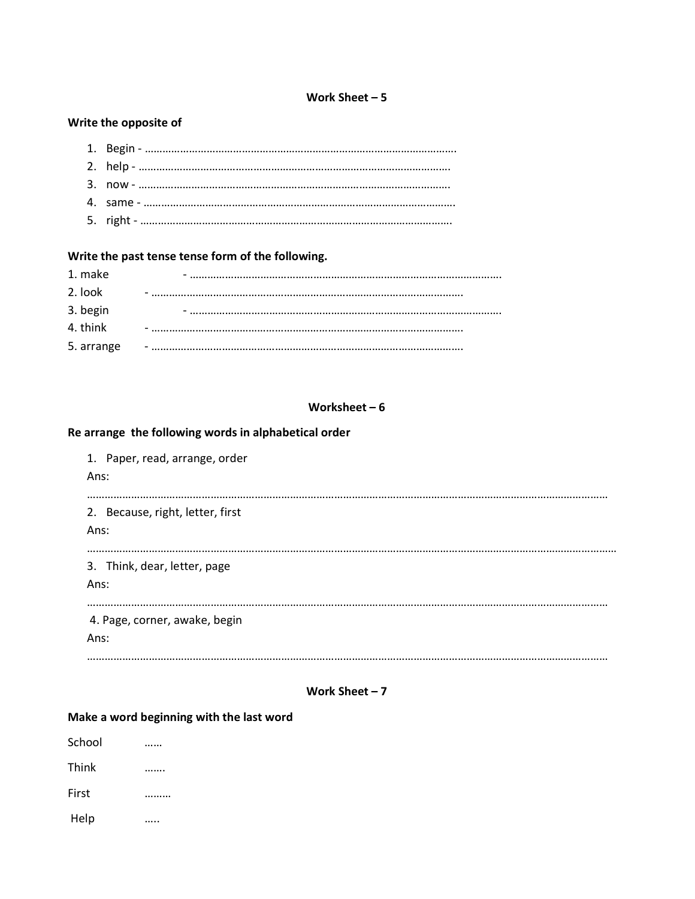## Work Sheet – 5

**Write the opposite of**

1. Begin - …………………………………………………………………………………………….
2. help - …………………………………………………………………………………………….
3. now - …………………………………………………………………………………………….
4. same - …………………………………………………………………………………………….
5. right - …………………………………………………………………………………………….

**Write the past tense tense form of the following.**

1. make - …………………………………………………………………………………………….
2. look - …………………………………………………………………………………………….
3. begin - …………………………………………………………………………………………….
4. think - …………………………………………………………………………………………….
5. arrange - …………………………………………………………………………………………….

## Worksheet – 6

**Re arrange the following words in alphabetical order**

1. Paper, read, arrange, order

   Ans:

   ……………………………………………………………………………………………………………………………………………

2. Because, right, letter, first

   Ans:

   ……………………………………………………………………………………………………………………………………………

3. Think, dear, letter, page

   Ans:

   ……………………………………………………………………………………………………………………………………………

4. Page, corner, awake, begin

   Ans:

   ……………………………………………………………………………………………………………………………………………

## Work Sheet – 7

**Make a word beginning with the last word**

School ……

Think …….

First ………

Help …..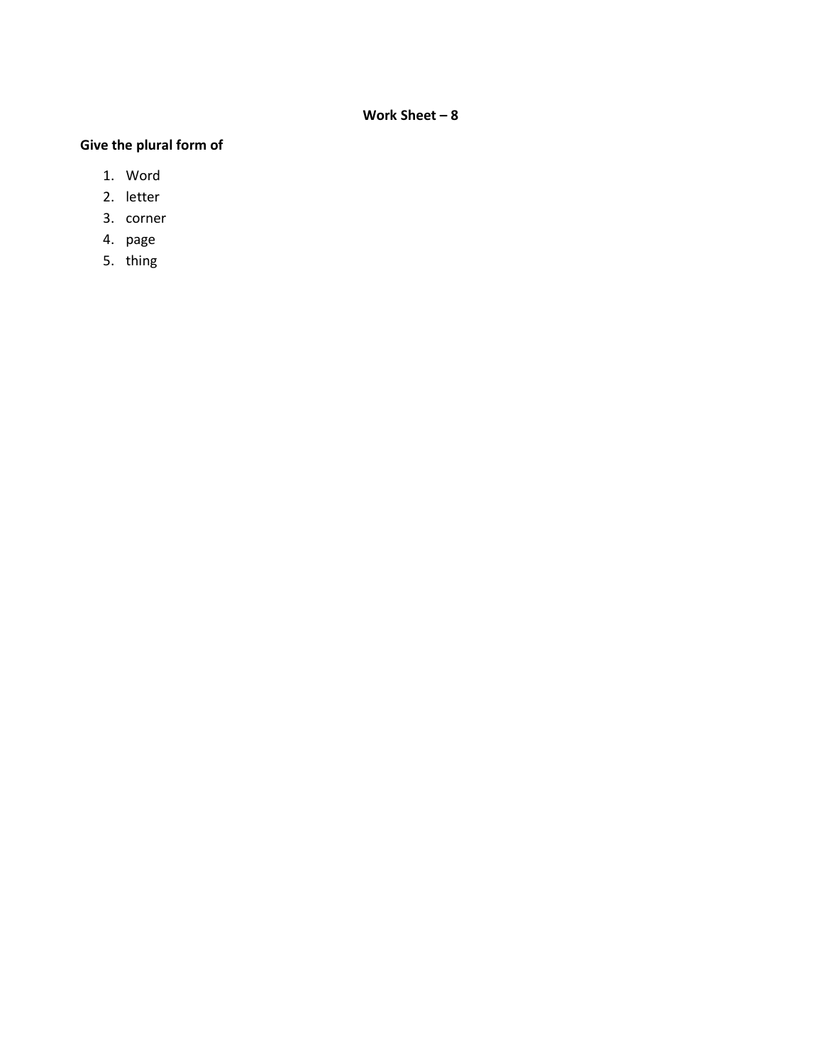**Work Sheet – 8**

**Give the plural form of**

1. Word
2. letter
3. corner
4. page
5. thing